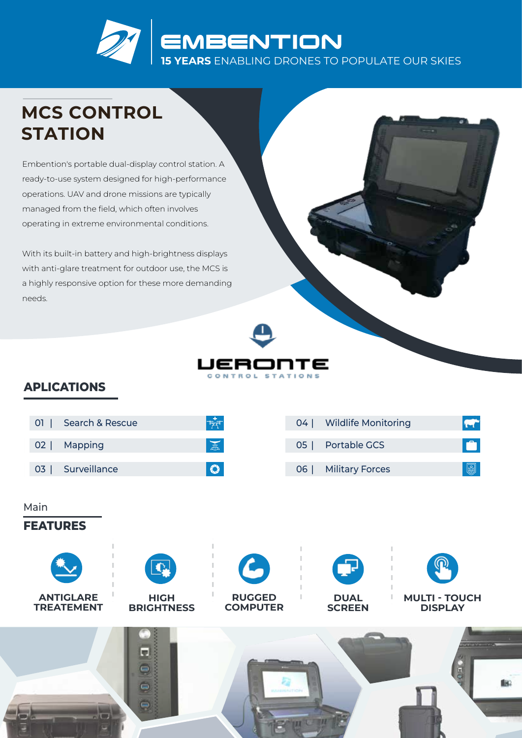EMBENTION

**15 YEARS** ENABLING DRONES TO POPULATE OUR SKIES

# MCS CONTROL STATION

Embention's portable dual-display control station. A ready-to-use system designed for high-performance operations. UAV and drone missions are typically managed from the field, which often involves operating in extreme environmental conditions.

With its built-in battery and high-brightness displays with anti-glare treatment for outdoor use, the MCS is a highly responsive option for these more demanding needs.

VERONTE CONTROL STATIONS

## APLICATIONS

- 01 | Search & Rescue
- 02 | Mapping
- 03 | Surveillance
- 04 | Wildlife Monitoring
- 05 | Portable GCS
- 06 | Military Forces

Main

## FEATURES

- ANTIGLARE TREATEMENT
- HIGH BRIGHTNESS
- RUGGED COMPUTER
- DUAL SCREEN
- MULTI - TOUCH DISPLAY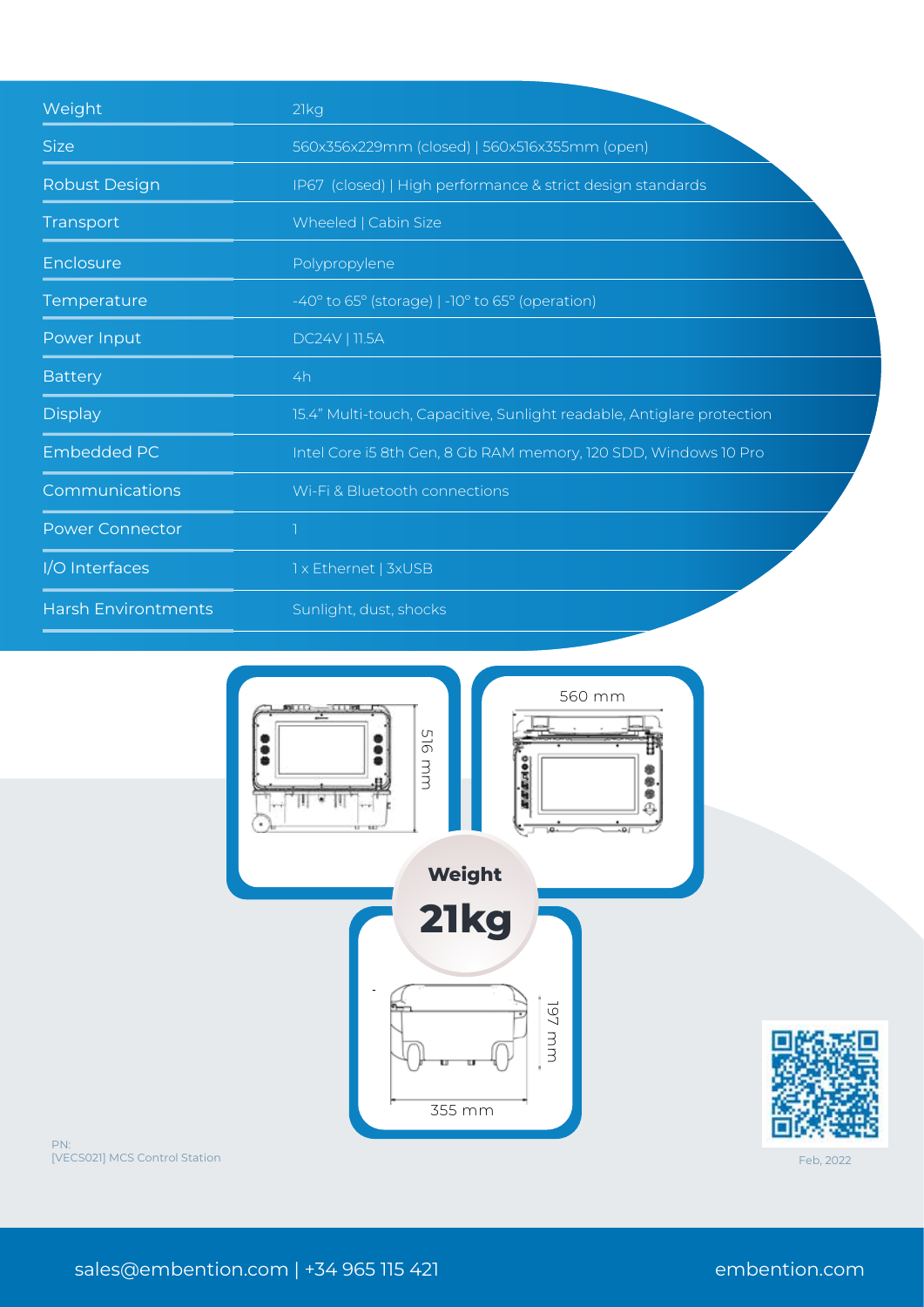| | |
|---|---|
| Weight | 21kg |
| Size | 560x356x229mm (closed) \| 560x516x355mm (open) |
| Robust Design | IP67 (closed) \| High performance & strict design standards |
| Transport | Wheeled \| Cabin Size |
| Enclosure | Polypropylene |
| Temperature | -40° to 65° (storage) \| -10° to 65° (operation) |
| Power Input | DC24V \| 11.5A |
| Battery | 4h |
| Display | 15.4" Multi-touch, Capacitive, Sunlight readable, Antiglare protection |
| Embedded PC | Intel Core i5 8th Gen, 8 Gb RAM memory, 120 SDD, Windows 10 Pro |
| Communications | Wi-Fi & Bluetooth connections |
| Power Connector | 1 |
| I/O Interfaces | 1 x Ethernet \| 3xUSB |
| Harsh Environtments | Sunlight, dust, shocks |

516 mm

560 mm

**Weight**

**21kg**

197 mm

355 mm

PN:
[VECS021] MCS Control Station

Feb, 2022

sales@embention.com | +34 965 115 421

embention.com